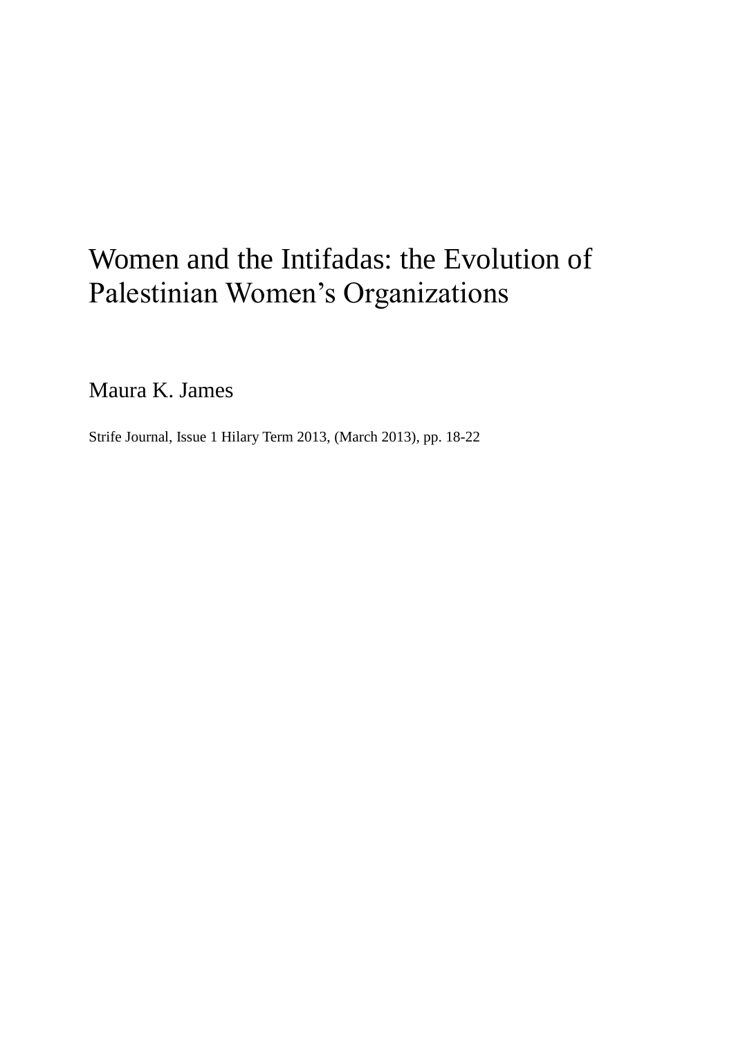# Women and the Intifadas: the Evolution of Palestinian Women's Organizations

Maura K. James

Strife Journal, Issue 1 Hilary Term 2013, (March 2013), pp. 18-22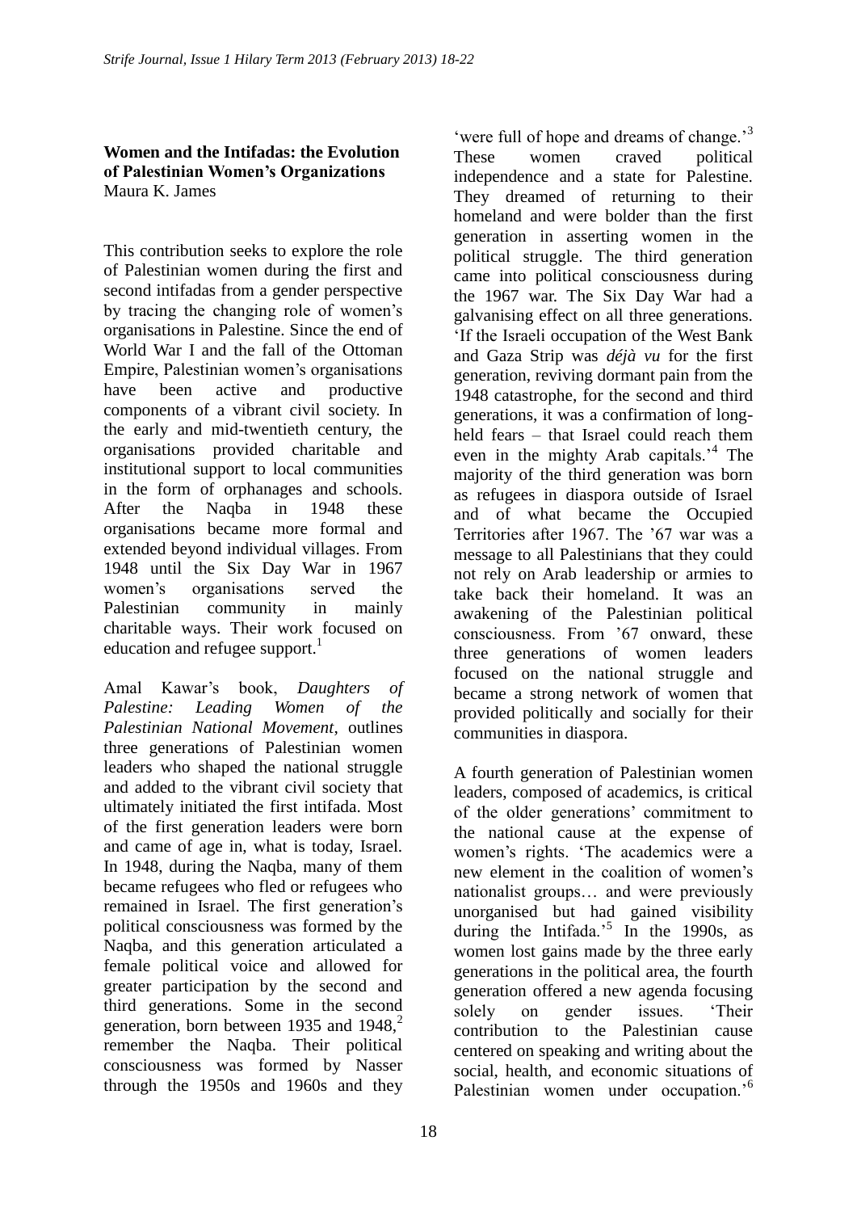**Women and the Intifadas: the Evolution of Palestinian Women's Organizations**
Maura K. James

This contribution seeks to explore the role of Palestinian women during the first and second intifadas from a gender perspective by tracing the changing role of women's organisations in Palestine. Since the end of World War I and the fall of the Ottoman Empire, Palestinian women's organisations have been active and productive components of a vibrant civil society. In the early and mid-twentieth century, the organisations provided charitable and institutional support to local communities in the form of orphanages and schools. After the Naqba in 1948 these organisations became more formal and extended beyond individual villages. From 1948 until the Six Day War in 1967 women's organisations served the Palestinian community in mainly charitable ways. Their work focused on education and refugee support.[1]

Amal Kawar's book, *Daughters of Palestine: Leading Women of the Palestinian National Movement*, outlines three generations of Palestinian women leaders who shaped the national struggle and added to the vibrant civil society that ultimately initiated the first intifada. Most of the first generation leaders were born and came of age in, what is today, Israel. In 1948, during the Naqba, many of them became refugees who fled or refugees who remained in Israel. The first generation's political consciousness was formed by the Naqba, and this generation articulated a female political voice and allowed for greater participation by the second and third generations. Some in the second generation, born between 1935 and 1948,[2] remember the Naqba. Their political consciousness was formed by Nasser through the 1950s and 1960s and they 'were full of hope and dreams of change.'[3] These women craved political independence and a state for Palestine. They dreamed of returning to their homeland and were bolder than the first generation in asserting women in the political struggle. The third generation came into political consciousness during the 1967 war. The Six Day War had a galvanising effect on all three generations. 'If the Israeli occupation of the West Bank and Gaza Strip was *déjà vu* for the first generation, reviving dormant pain from the 1948 catastrophe, for the second and third generations, it was a confirmation of long-held fears – that Israel could reach them even in the mighty Arab capitals.'[4] The majority of the third generation was born as refugees in diaspora outside of Israel and of what became the Occupied Territories after 1967. The '67 war was a message to all Palestinians that they could not rely on Arab leadership or armies to take back their homeland. It was an awakening of the Palestinian political consciousness. From '67 onward, these three generations of women leaders focused on the national struggle and became a strong network of women that provided politically and socially for their communities in diaspora.

A fourth generation of Palestinian women leaders, composed of academics, is critical of the older generations' commitment to the national cause at the expense of women's rights. 'The academics were a new element in the coalition of women's nationalist groups… and were previously unorganised but had gained visibility during the Intifada.'[5] In the 1990s, as women lost gains made by the three early generations in the political area, the fourth generation offered a new agenda focusing solely on gender issues. 'Their contribution to the Palestinian cause centered on speaking and writing about the social, health, and economic situations of Palestinian women under occupation.'[6]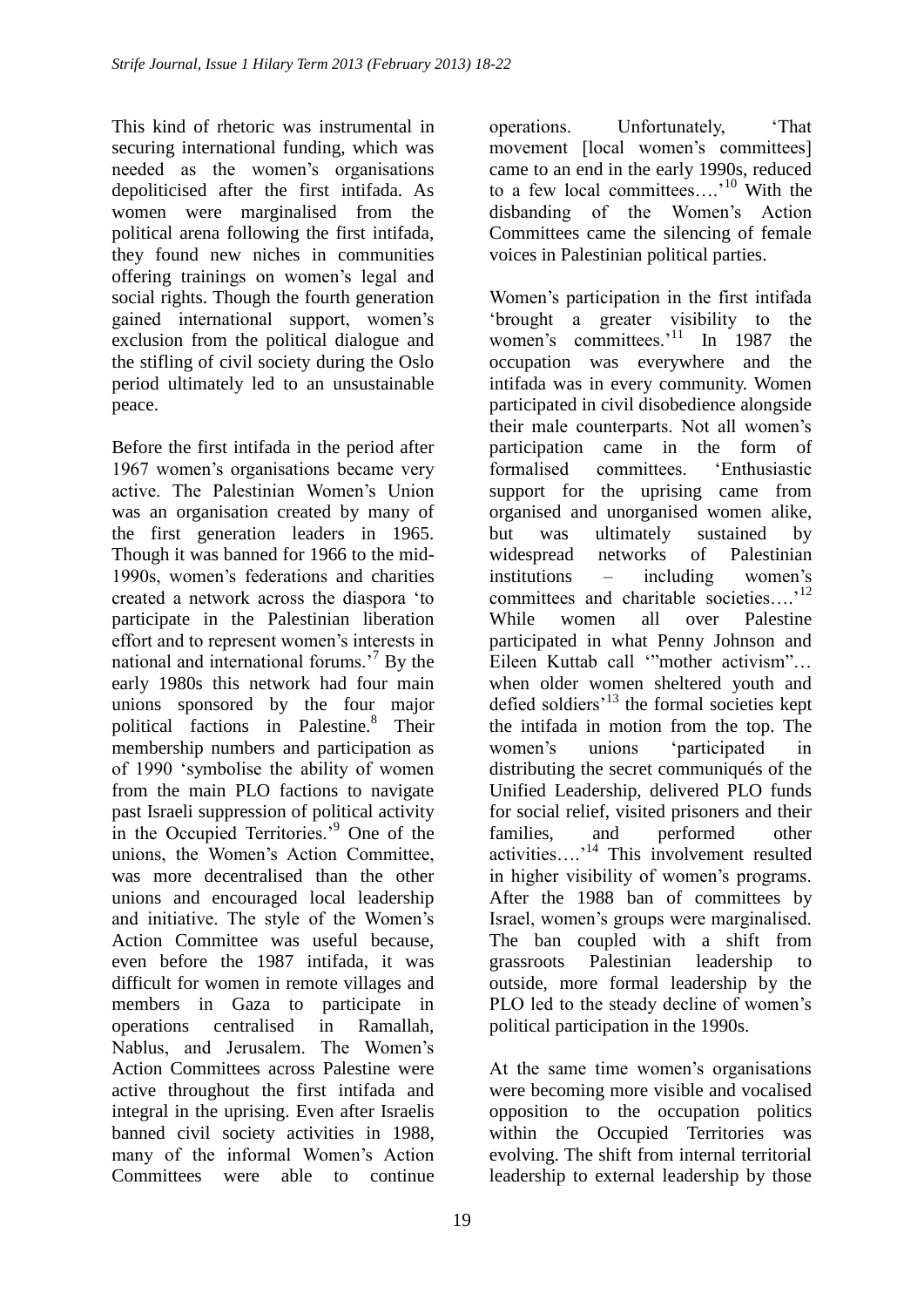This kind of rhetoric was instrumental in securing international funding, which was needed as the women's organisations depoliticised after the first intifada. As women were marginalised from the political arena following the first intifada, they found new niches in communities offering trainings on women's legal and social rights. Though the fourth generation gained international support, women's exclusion from the political dialogue and the stifling of civil society during the Oslo period ultimately led to an unsustainable peace.

Before the first intifada in the period after 1967 women's organisations became very active. The Palestinian Women's Union was an organisation created by many of the first generation leaders in 1965. Though it was banned for 1966 to the mid-1990s, women's federations and charities created a network across the diaspora 'to participate in the Palestinian liberation effort and to represent women's interests in national and international forums.'[7] By the early 1980s this network had four main unions sponsored by the four major political factions in Palestine.[8] Their membership numbers and participation as of 1990 'symbolise the ability of women from the main PLO factions to navigate past Israeli suppression of political activity in the Occupied Territories.'[9] One of the unions, the Women's Action Committee, was more decentralised than the other unions and encouraged local leadership and initiative. The style of the Women's Action Committee was useful because, even before the 1987 intifada, it was difficult for women in remote villages and members in Gaza to participate in operations centralised in Ramallah, Nablus, and Jerusalem. The Women's Action Committees across Palestine were active throughout the first intifada and integral in the uprising. Even after Israelis banned civil society activities in 1988, many of the informal Women's Action Committees were able to continue operations. Unfortunately, 'That movement [local women's committees] came to an end in the early 1990s, reduced to a few local committees….'[10] With the disbanding of the Women's Action Committees came the silencing of female voices in Palestinian political parties.

Women's participation in the first intifada 'brought a greater visibility to the women's committees.'[11] In 1987 the occupation was everywhere and the intifada was in every community. Women participated in civil disobedience alongside their male counterparts. Not all women's participation came in the form of formalised committees. 'Enthusiastic support for the uprising came from organised and unorganised women alike, but was ultimately sustained by widespread networks of Palestinian institutions – including women's committees and charitable societies….'[12] While women all over Palestine participated in what Penny Johnson and Eileen Kuttab call '"mother activism"… when older women sheltered youth and defied soldiers'[13] the formal societies kept the intifada in motion from the top. The women's unions 'participated in distributing the secret communiqués of the Unified Leadership, delivered PLO funds for social relief, visited prisoners and their families, and performed other activities….'[14] This involvement resulted in higher visibility of women's programs. After the 1988 ban of committees by Israel, women's groups were marginalised. The ban coupled with a shift from grassroots Palestinian leadership to outside, more formal leadership by the PLO led to the steady decline of women's political participation in the 1990s.

At the same time women's organisations were becoming more visible and vocalised opposition to the occupation politics within the Occupied Territories was evolving. The shift from internal territorial leadership to external leadership by those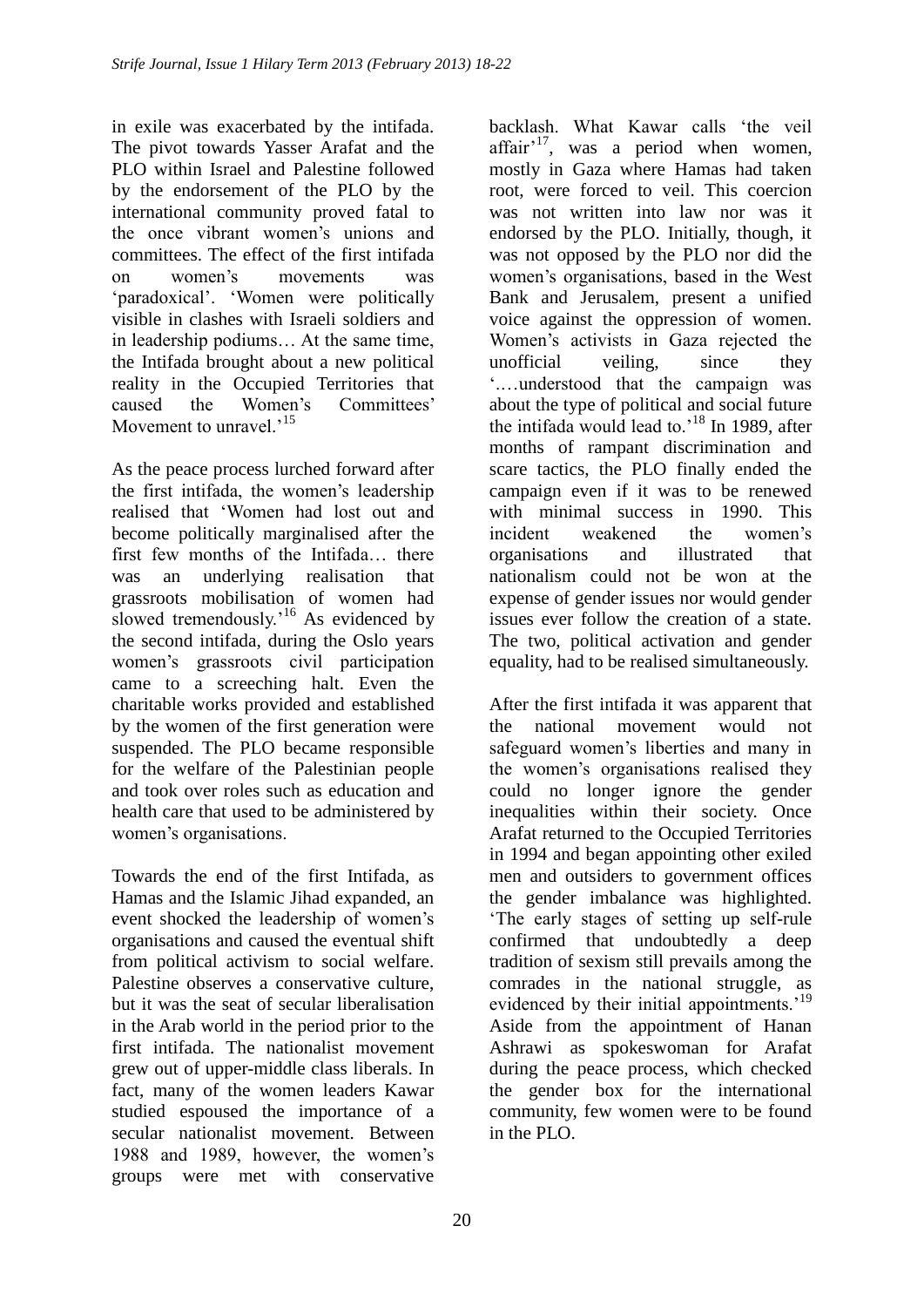in exile was exacerbated by the intifada. The pivot towards Yasser Arafat and the PLO within Israel and Palestine followed by the endorsement of the PLO by the international community proved fatal to the once vibrant women's unions and committees. The effect of the first intifada on women's movements was 'paradoxical'. 'Women were politically visible in clashes with Israeli soldiers and in leadership podiums… At the same time, the Intifada brought about a new political reality in the Occupied Territories that caused the Women's Committees' Movement to unravel.'[15]

As the peace process lurched forward after the first intifada, the women's leadership realised that 'Women had lost out and become politically marginalised after the first few months of the Intifada… there was an underlying realisation that grassroots mobilisation of women had slowed tremendously.'[16] As evidenced by the second intifada, during the Oslo years women's grassroots civil participation came to a screeching halt. Even the charitable works provided and established by the women of the first generation were suspended. The PLO became responsible for the welfare of the Palestinian people and took over roles such as education and health care that used to be administered by women's organisations.

Towards the end of the first Intifada, as Hamas and the Islamic Jihad expanded, an event shocked the leadership of women's organisations and caused the eventual shift from political activism to social welfare. Palestine observes a conservative culture, but it was the seat of secular liberalisation in the Arab world in the period prior to the first intifada. The nationalist movement grew out of upper-middle class liberals. In fact, many of the women leaders Kawar studied espoused the importance of a secular nationalist movement. Between 1988 and 1989, however, the women's groups were met with conservative backlash. What Kawar calls 'the veil affair'[17], was a period when women, mostly in Gaza where Hamas had taken root, were forced to veil. This coercion was not written into law nor was it endorsed by the PLO. Initially, though, it was not opposed by the PLO nor did the women's organisations, based in the West Bank and Jerusalem, present a unified voice against the oppression of women. Women's activists in Gaza rejected the unofficial veiling, since they '….understood that the campaign was about the type of political and social future the intifada would lead to.'[18] In 1989, after months of rampant discrimination and scare tactics, the PLO finally ended the campaign even if it was to be renewed with minimal success in 1990. This incident weakened the women's organisations and illustrated that nationalism could not be won at the expense of gender issues nor would gender issues ever follow the creation of a state. The two, political activation and gender equality, had to be realised simultaneously.

After the first intifada it was apparent that the national movement would not safeguard women's liberties and many in the women's organisations realised they could no longer ignore the gender inequalities within their society. Once Arafat returned to the Occupied Territories in 1994 and began appointing other exiled men and outsiders to government offices the gender imbalance was highlighted. 'The early stages of setting up self-rule confirmed that undoubtedly a deep tradition of sexism still prevails among the comrades in the national struggle, as evidenced by their initial appointments.'[19] Aside from the appointment of Hanan Ashrawi as spokeswoman for Arafat during the peace process, which checked the gender box for the international community, few women were to be found in the PLO.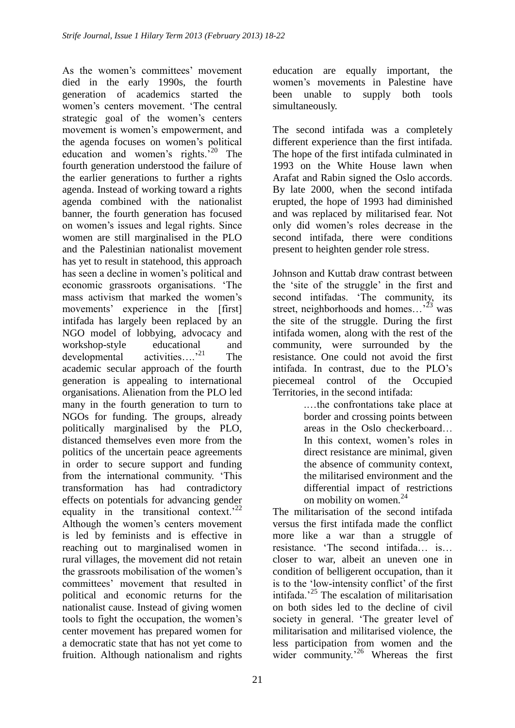As the women's committees' movement died in the early 1990s, the fourth generation of academics started the women's centers movement. 'The central strategic goal of the women's centers movement is women's empowerment, and the agenda focuses on women's political education and women's rights.'[20] The fourth generation understood the failure of the earlier generations to further a rights agenda. Instead of working toward a rights agenda combined with the nationalist banner, the fourth generation has focused on women's issues and legal rights. Since women are still marginalised in the PLO and the Palestinian nationalist movement has yet to result in statehood, this approach has seen a decline in women's political and economic grassroots organisations. 'The mass activism that marked the women's movements' experience in the [first] intifada has largely been replaced by an NGO model of lobbying, advocacy and workshop-style educational and developmental activities….'[21] The academic secular approach of the fourth generation is appealing to international organisations. Alienation from the PLO led many in the fourth generation to turn to NGOs for funding. The groups, already politically marginalised by the PLO, distanced themselves even more from the politics of the uncertain peace agreements in order to secure support and funding from the international community. 'This transformation has had contradictory effects on potentials for advancing gender equality in the transitional context.'[22] Although the women's centers movement is led by feminists and is effective in reaching out to marginalised women in rural villages, the movement did not retain the grassroots mobilisation of the women's committees' movement that resulted in political and economic returns for the nationalist cause. Instead of giving women tools to fight the occupation, the women's center movement has prepared women for a democratic state that has not yet come to fruition. Although nationalism and rights education are equally important, the women's movements in Palestine have been unable to supply both tools simultaneously.

The second intifada was a completely different experience than the first intifada. The hope of the first intifada culminated in 1993 on the White House lawn when Arafat and Rabin signed the Oslo accords. By late 2000, when the second intifada erupted, the hope of 1993 had diminished and was replaced by militarised fear. Not only did women's roles decrease in the second intifada, there were conditions present to heighten gender role stress.

Johnson and Kuttab draw contrast between the 'site of the struggle' in the first and second intifadas. 'The community, its street, neighborhoods and homes…'[23] was the site of the struggle. During the first intifada women, along with the rest of the community, were surrounded by the resistance. One could not avoid the first intifada. In contrast, due to the PLO's piecemeal control of the Occupied Territories, in the second intifada:

> .…the confrontations take place at border and crossing points between areas in the Oslo checkerboard… In this context, women's roles in direct resistance are minimal, given the absence of community context, the militarised environment and the differential impact of restrictions on mobility on women.[24]

The militarisation of the second intifada versus the first intifada made the conflict more like a war than a struggle of resistance. 'The second intifada… is… closer to war, albeit an uneven one in condition of belligerent occupation, than it is to the 'low-intensity conflict' of the first intifada.'[25] The escalation of militarisation on both sides led to the decline of civil society in general. 'The greater level of militarisation and militarised violence, the less participation from women and the wider community.'[26] Whereas the first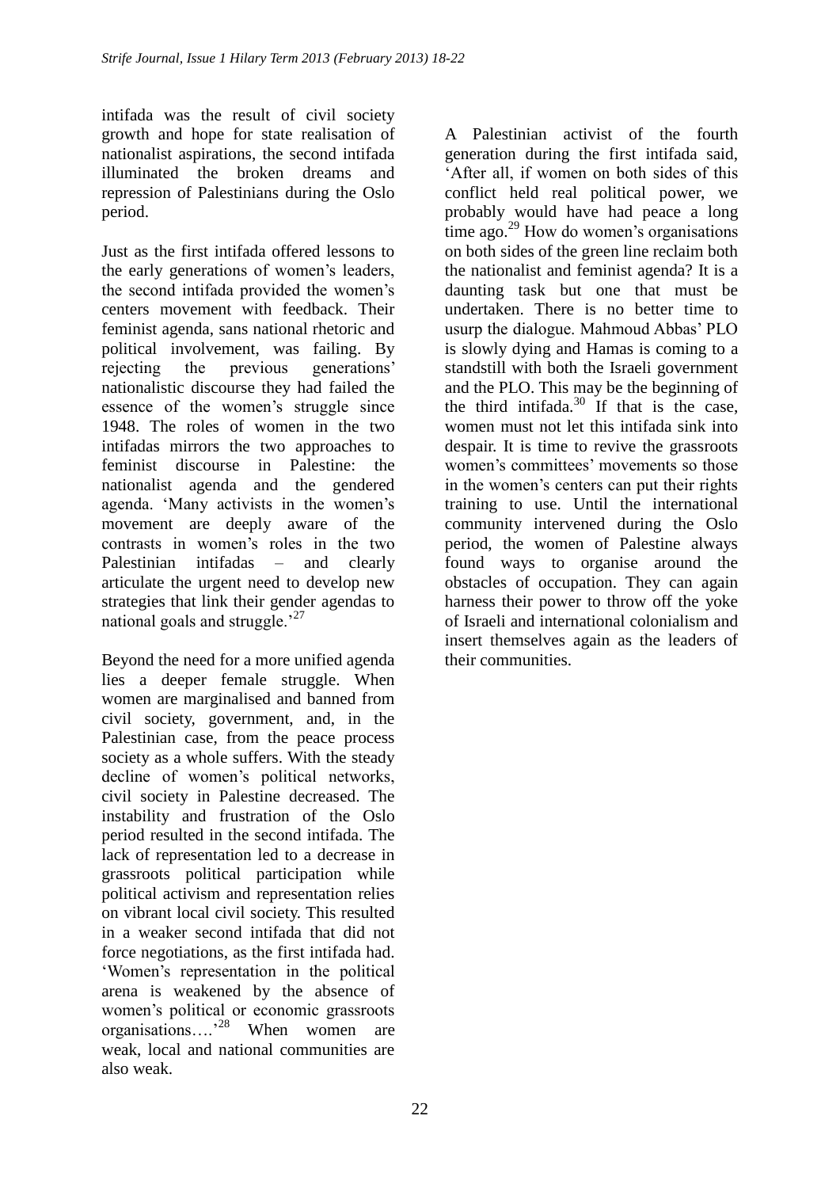intifada was the result of civil society growth and hope for state realisation of nationalist aspirations, the second intifada illuminated the broken dreams and repression of Palestinians during the Oslo period.

Just as the first intifada offered lessons to the early generations of women's leaders, the second intifada provided the women's centers movement with feedback. Their feminist agenda, sans national rhetoric and political involvement, was failing. By rejecting the previous generations' nationalistic discourse they had failed the essence of the women's struggle since 1948. The roles of women in the two intifadas mirrors the two approaches to feminist discourse in Palestine: the nationalist agenda and the gendered agenda. 'Many activists in the women's movement are deeply aware of the contrasts in women's roles in the two Palestinian intifadas – and clearly articulate the urgent need to develop new strategies that link their gender agendas to national goals and struggle.'[27]

Beyond the need for a more unified agenda lies a deeper female struggle. When women are marginalised and banned from civil society, government, and, in the Palestinian case, from the peace process society as a whole suffers. With the steady decline of women's political networks, civil society in Palestine decreased. The instability and frustration of the Oslo period resulted in the second intifada. The lack of representation led to a decrease in grassroots political participation while political activism and representation relies on vibrant local civil society. This resulted in a weaker second intifada that did not force negotiations, as the first intifada had. 'Women's representation in the political arena is weakened by the absence of women's political or economic grassroots organisations….'[28] When women are weak, local and national communities are also weak.

A Palestinian activist of the fourth generation during the first intifada said, 'After all, if women on both sides of this conflict held real political power, we probably would have had peace a long time ago.[29] How do women's organisations on both sides of the green line reclaim both the nationalist and feminist agenda? It is a daunting task but one that must be undertaken. There is no better time to usurp the dialogue. Mahmoud Abbas' PLO is slowly dying and Hamas is coming to a standstill with both the Israeli government and the PLO. This may be the beginning of the third intifada.[30] If that is the case, women must not let this intifada sink into despair. It is time to revive the grassroots women's committees' movements so those in the women's centers can put their rights training to use. Until the international community intervened during the Oslo period, the women of Palestine always found ways to organise around the obstacles of occupation. They can again harness their power to throw off the yoke of Israeli and international colonialism and insert themselves again as the leaders of their communities.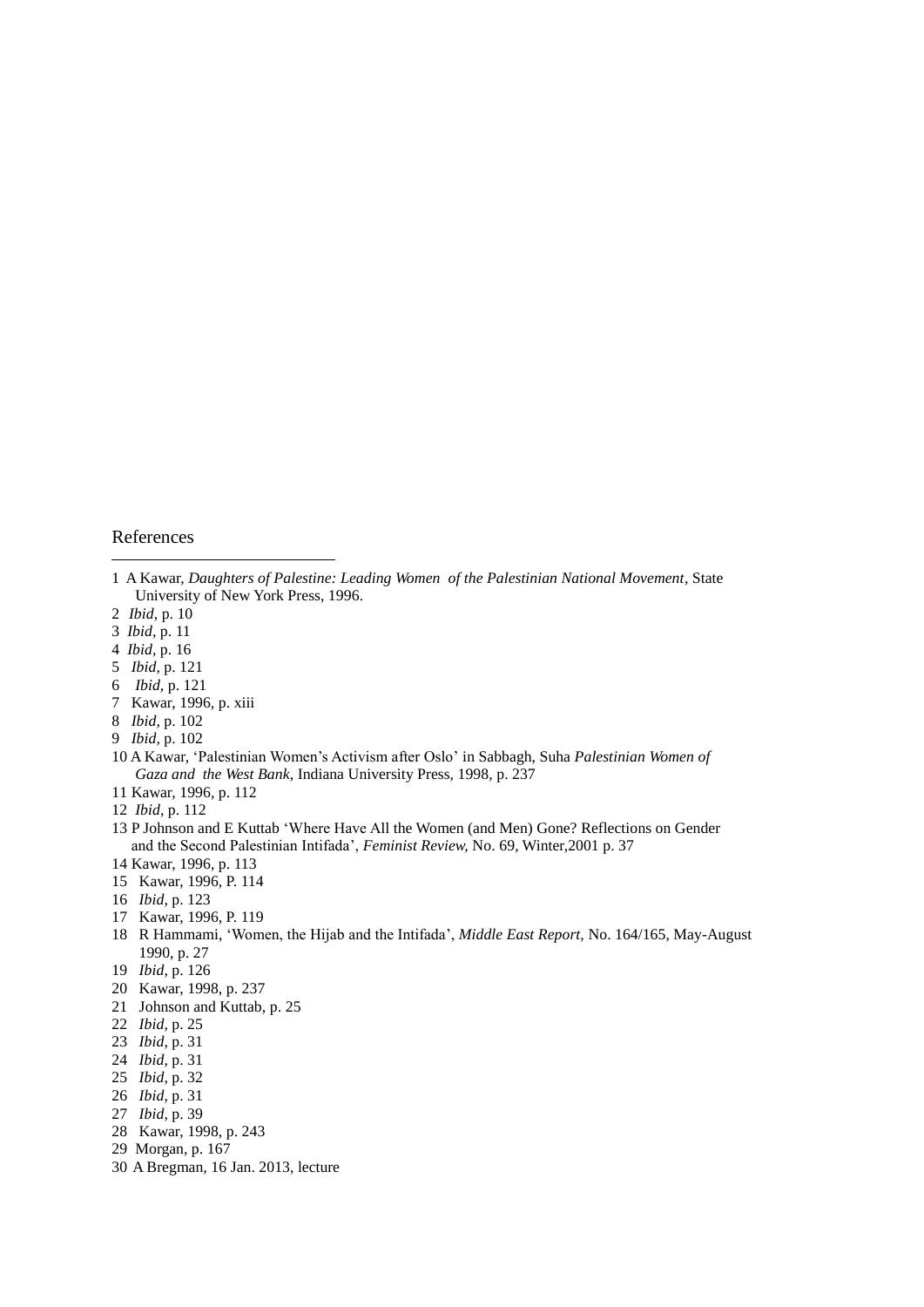References

1 A Kawar, *Daughters of Palestine: Leading Women of the Palestinian National Movement*, State University of New York Press, 1996.

2 *Ibid*, p. 10

3 *Ibid*, p. 11

4 *Ibid*, p. 16

5 *Ibid*, p. 121

6 *Ibid*, p. 121

7 Kawar, 1996, p. xiii

8 *Ibid*, p. 102

9 *Ibid*, p. 102

10 A Kawar, 'Palestinian Women's Activism after Oslo' in Sabbagh, Suha *Palestinian Women of Gaza and the West Bank*, Indiana University Press, 1998, p. 237

11 Kawar, 1996, p. 112

12 *Ibid*, p. 112

13 P Johnson and E Kuttab 'Where Have All the Women (and Men) Gone? Reflections on Gender and the Second Palestinian Intifada', *Feminist Review,* No. 69, Winter,2001 p. 37

14 Kawar, 1996, p. 113

15 Kawar, 1996, P. 114

16 *Ibid*, p. 123

17 Kawar, 1996, P. 119

18 R Hammami, 'Women, the Hijab and the Intifada', *Middle East Report,* No. 164/165, May-August 1990, p. 27

19 *Ibid*, p. 126

20 Kawar, 1998, p. 237

21 Johnson and Kuttab, p. 25

22 *Ibid*, p. 25

23 *Ibid*, p. 31

24 *Ibid*, p. 31

25 *Ibid*, p. 32

26 *Ibid*, p. 31

27 *Ibid*, p. 39

28 Kawar, 1998, p. 243

29 Morgan, p. 167

30 A Bregman, 16 Jan. 2013, lecture